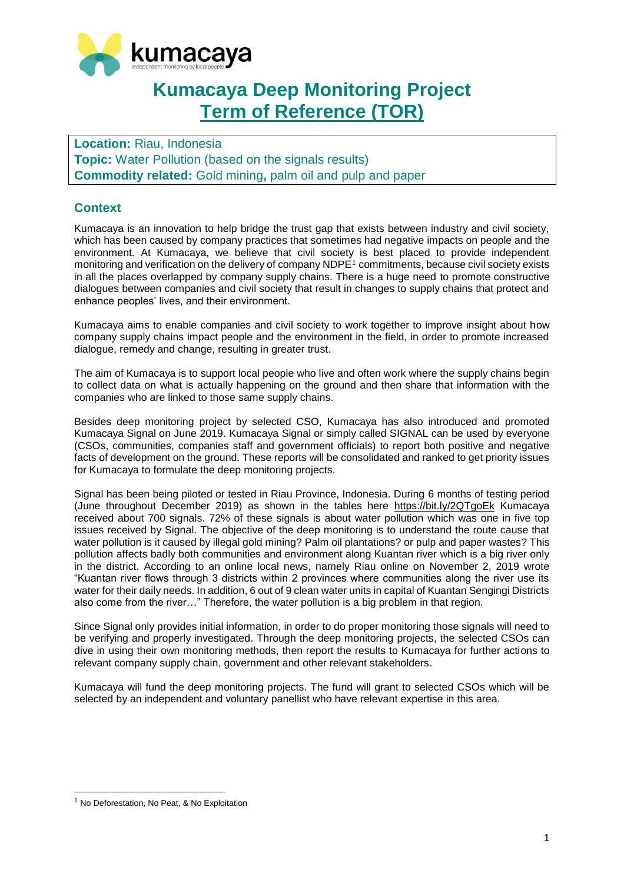# Kumacaya Deep Monitoring Project
# Term of Reference (TOR)

**Location:** Riau, Indonesia
**Topic:** Water Pollution (based on the signals results)
**Commodity related:** Gold mining, palm oil and pulp and paper

## Context

Kumacaya is an innovation to help bridge the trust gap that exists between industry and civil society, which has been caused by company practices that sometimes had negative impacts on people and the environment. At Kumacaya, we believe that civil society is best placed to provide independent monitoring and verification on the delivery of company NDPE[1] commitments, because civil society exists in all the places overlapped by company supply chains. There is a huge need to promote constructive dialogues between companies and civil society that result in changes to supply chains that protect and enhance peoples' lives, and their environment.

Kumacaya aims to enable companies and civil society to work together to improve insight about how company supply chains impact people and the environment in the field, in order to promote increased dialogue, remedy and change, resulting in greater trust.

The aim of Kumacaya is to support local people who live and often work where the supply chains begin to collect data on what is actually happening on the ground and then share that information with the companies who are linked to those same supply chains.

Besides deep monitoring project by selected CSO, Kumacaya has also introduced and promoted Kumacaya Signal on June 2019. Kumacaya Signal or simply called SIGNAL can be used by everyone (CSOs, communities, companies staff and government officials) to report both positive and negative facts of development on the ground. These reports will be consolidated and ranked to get priority issues for Kumacaya to formulate the deep monitoring projects.

Signal has been being piloted or tested in Riau Province, Indonesia. During 6 months of testing period (June throughout December 2019) as shown in the tables here https://bit.ly/2QTgoEk Kumacaya received about 700 signals. 72% of these signals is about water pollution which was one in five top issues received by Signal. The objective of the deep monitoring is to understand the route cause that water pollution is it caused by illegal gold mining? Palm oil plantations? or pulp and paper wastes? This pollution affects badly both communities and environment along Kuantan river which is a big river only in the district. According to an online local news, namely Riau online on November 2, 2019 wrote "Kuantan river flows through 3 districts within 2 provinces where communities along the river use its water for their daily needs. In addition, 6 out of 9 clean water units in capital of Kuantan Sengingi Districts also come from the river…" Therefore, the water pollution is a big problem in that region.

Since Signal only provides initial information, in order to do proper monitoring those signals will need to be verifying and properly investigated. Through the deep monitoring projects, the selected CSOs can dive in using their own monitoring methods, then report the results to Kumacaya for further actions to relevant company supply chain, government and other relevant stakeholders.

Kumacaya will fund the deep monitoring projects. The fund will grant to selected CSOs which will be selected by an independent and voluntary panellist who have relevant expertise in this area.

[1] No Deforestation, No Peat, & No Exploitation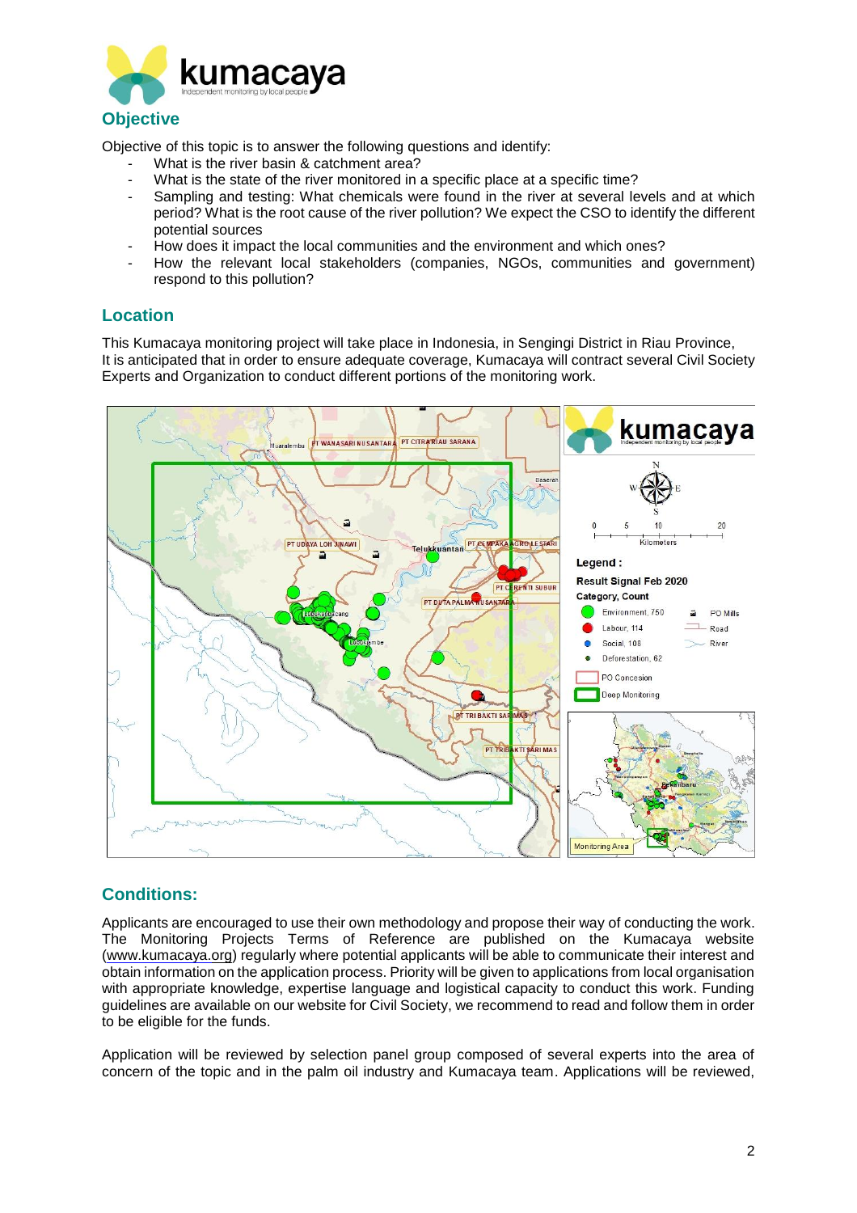## Objective

Objective of this topic is to answer the following questions and identify:

- What is the river basin & catchment area?
- What is the state of the river monitored in a specific place at a specific time?
- Sampling and testing: What chemicals were found in the river at several levels and at which period? What is the root cause of the river pollution? We expect the CSO to identify the different potential sources
- How does it impact the local communities and the environment and which ones?
- How the relevant local stakeholders (companies, NGOs, communities and government) respond to this pollution?

## Location

This Kumacaya monitoring project will take place in Indonesia, in Sengingi District in Riau Province, It is anticipated that in order to ensure adequate coverage, Kumacaya will contract several Civil Society Experts and Organization to conduct different portions of the monitoring work.

## Conditions:

Applicants are encouraged to use their own methodology and propose their way of conducting the work. The Monitoring Projects Terms of Reference are published on the Kumacaya website (www.kumacaya.org) regularly where potential applicants will be able to communicate their interest and obtain information on the application process. Priority will be given to applications from local organisation with appropriate knowledge, expertise language and logistical capacity to conduct this work. Funding guidelines are available on our website for Civil Society, we recommend to read and follow them in order to be eligible for the funds.

Application will be reviewed by selection panel group composed of several experts into the area of concern of the topic and in the palm oil industry and Kumacaya team. Applications will be reviewed,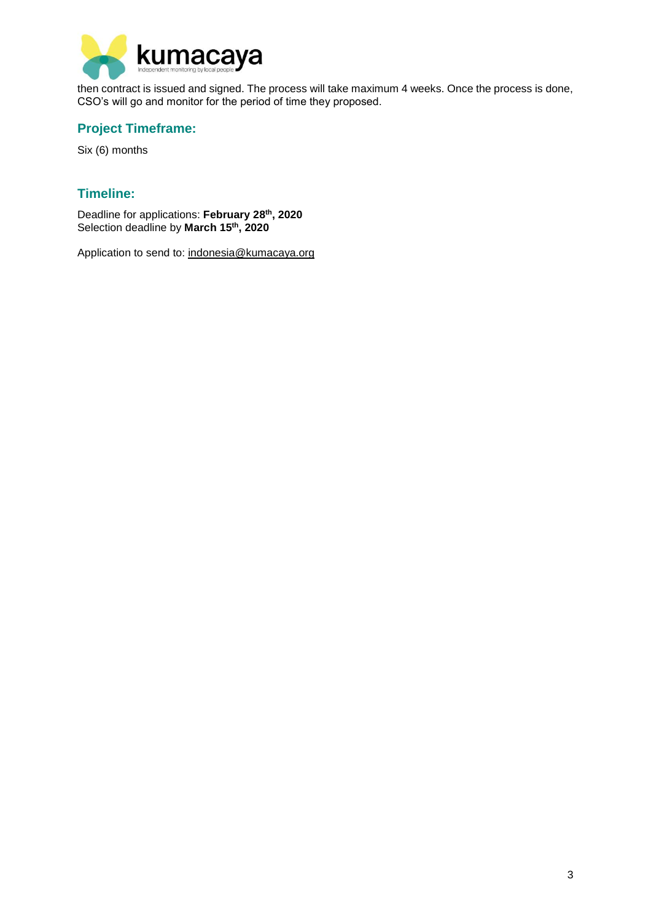then contract is issued and signed. The process will take maximum 4 weeks. Once the process is done, CSO's will go and monitor for the period of time they proposed.

## Project Timeframe:

Six (6) months

## Timeline:

Deadline for applications: **February 28th, 2020**
Selection deadline by **March 15th, 2020**

Application to send to: indonesia@kumacaya.org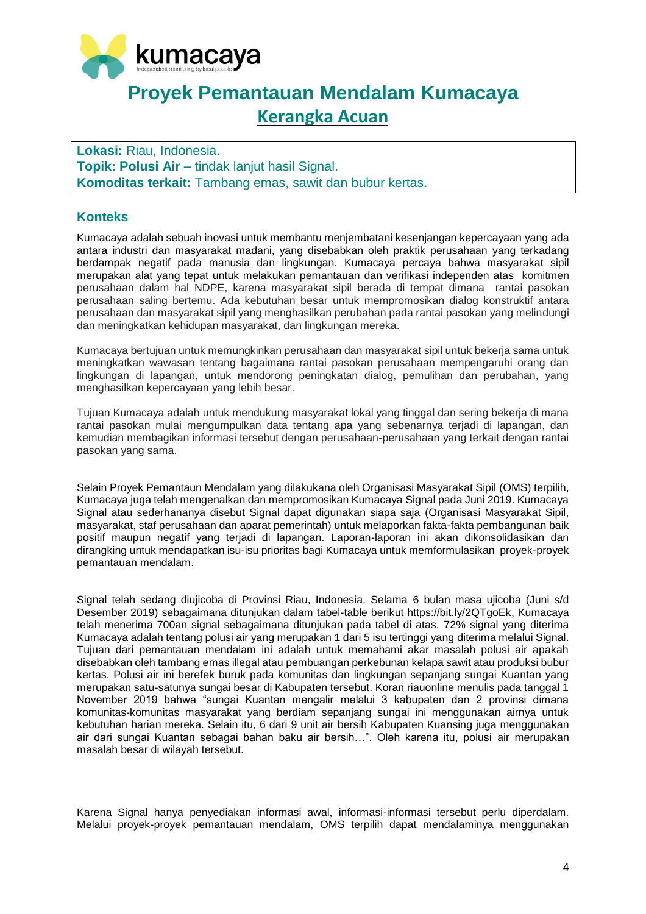# Proyek Pemantauan Mendalam Kumacaya

## Kerangka Acuan

**Lokasi:** Riau, Indonesia.
**Topik: Polusi Air –** tindak lanjut hasil Signal.
**Komoditas terkait:** Tambang emas, sawit dan bubur kertas.

### Konteks

Kumacaya adalah sebuah inovasi untuk membantu menjembatani kesenjangan kepercayaan yang ada antara industri dan masyarakat madani, yang disebabkan oleh praktik perusahaan yang terkadang berdampak negatif pada manusia dan lingkungan. Kumacaya percaya bahwa masyarakat sipil merupakan alat yang tepat untuk melakukan pemantauan dan verifikasi independen atas komitmen perusahaan dalam hal NDPE, karena masyarakat sipil berada di tempat dimana rantai pasokan perusahaan saling bertemu. Ada kebutuhan besar untuk mempromosikan dialog konstruktif antara perusahaan dan masyarakat sipil yang menghasilkan perubahan pada rantai pasokan yang melindungi dan meningkatkan kehidupan masyarakat, dan lingkungan mereka.

Kumacaya bertujuan untuk memungkinkan perusahaan dan masyarakat sipil untuk bekerja sama untuk meningkatkan wawasan tentang bagaimana rantai pasokan perusahaan mempengaruhi orang dan lingkungan di lapangan, untuk mendorong peningkatan dialog, pemulihan dan perubahan, yang menghasilkan kepercayaan yang lebih besar.

Tujuan Kumacaya adalah untuk mendukung masyarakat lokal yang tinggal dan sering bekerja di mana rantai pasokan mulai mengumpulkan data tentang apa yang sebenarnya terjadi di lapangan, dan kemudian membagikan informasi tersebut dengan perusahaan-perusahaan yang terkait dengan rantai pasokan yang sama.

Selain Proyek Pemantaun Mendalam yang dilakukana oleh Organisasi Masyarakat Sipil (OMS) terpilih, Kumacaya juga telah mengenalkan dan mempromosikan Kumacaya Signal pada Juni 2019. Kumacaya Signal atau sederhananya disebut Signal dapat digunakan siapa saja (Organisasi Masyarakat Sipil, masyarakat, staf perusahaan dan aparat pemerintah) untuk melaporkan fakta-fakta pembangunan baik positif maupun negatif yang terjadi di lapangan. Laporan-laporan ini akan dikonsolidasikan dan dirangking untuk mendapatkan isu-isu prioritas bagi Kumacaya untuk memformulasikan proyek-proyek pemantauan mendalam.

Signal telah sedang diujicoba di Provinsi Riau, Indonesia. Selama 6 bulan masa ujicoba (Juni s/d Desember 2019) sebagaimana ditunjukan dalam tabel-table berikut https://bit.ly/2QTgoEk, Kumacaya telah menerima 700an signal sebagaimana ditunjukan pada tabel di atas. 72% signal yang diterima Kumacaya adalah tentang polusi air yang merupakan 1 dari 5 isu tertinggi yang diterima melalui Signal. Tujuan dari pemantauan mendalam ini adalah untuk memahami akar masalah polusi air apakah disebabkan oleh tambang emas illegal atau pembuangan perkebunan kelapa sawit atau produksi bubur kertas. Polusi air ini berefek buruk pada komunitas dan lingkungan sepanjang sungai Kuantan yang merupakan satu-satunya sungai besar di Kabupaten tersebut. Koran riauonline menulis pada tanggal 1 November 2019 bahwa "sungai Kuantan mengalir melalui 3 kabupaten dan 2 provinsi dimana komunitas-komunitas masyarakat yang berdiam sepanjang sungai ini menggunakan airnya untuk kebutuhan harian mereka. Selain itu, 6 dari 9 unit air bersih Kabupaten Kuansing juga menggunakan air dari sungai Kuantan sebagai bahan baku air bersih…". Oleh karena itu, polusi air merupakan masalah besar di wilayah tersebut.

Karena Signal hanya penyediakan informasi awal, informasi-informasi tersebut perlu diperdalam. Melalui proyek-proyek pemantauan mendalam, OMS terpilih dapat mendalaminya menggunakan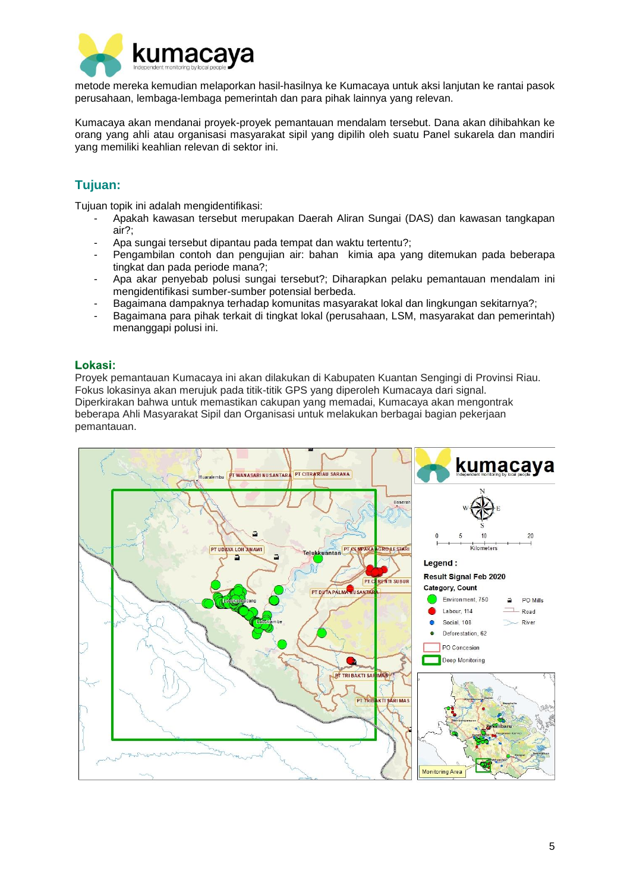metode mereka kemudian melaporkan hasil-hasilnya ke Kumacaya untuk aksi lanjutan ke rantai pasok perusahaan, lembaga-lembaga pemerintah dan para pihak lainnya yang relevan.

Kumacaya akan mendanai proyek-proyek pemantauan mendalam tersebut. Dana akan dihibahkan ke orang yang ahli atau organisasi masyarakat sipil yang dipilih oleh suatu Panel sukarela dan mandiri yang memiliki keahlian relevan di sektor ini.

## Tujuan:

Tujuan topik ini adalah mengidentifikasi:

- Apakah kawasan tersebut merupakan Daerah Aliran Sungai (DAS) dan kawasan tangkapan air?;
- Apa sungai tersebut dipantau pada tempat dan waktu tertentu?;
- Pengambilan contoh dan pengujian air: bahan kimia apa yang ditemukan pada beberapa tingkat dan pada periode mana?;
- Apa akar penyebab polusi sungai tersebut?; Diharapkan pelaku pemantauan mendalam ini mengidentifikasi sumber-sumber potensial berbeda.
- Bagaimana dampaknya terhadap komunitas masyarakat lokal dan lingkungan sekitarnya?;
- Bagaimana para pihak terkait di tingkat lokal (perusahaan, LSM, masyarakat dan pemerintah) menanggapi polusi ini.

## Lokasi:

Proyek pemantauan Kumacaya ini akan dilakukan di Kabupaten Kuantan Sengingi di Provinsi Riau. Fokus lokasinya akan merujuk pada titik-titik GPS yang diperoleh Kumacaya dari signal. Diperkirakan bahwa untuk memastikan cakupan yang memadai, Kumacaya akan mengontrak beberapa Ahli Masyarakat Sipil dan Organisasi untuk melakukan berbagai bagian pekerjaan pemantauan.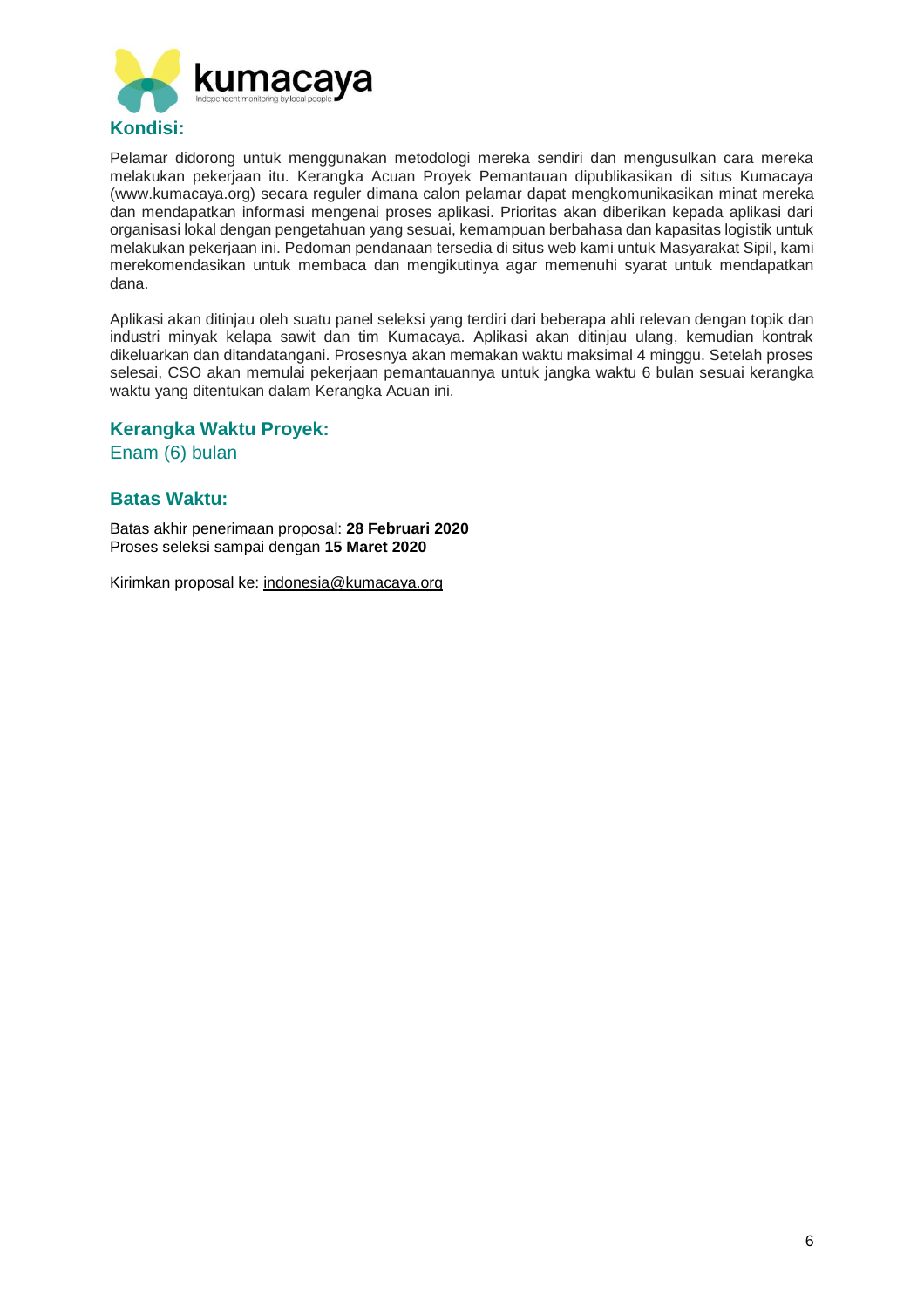## Kondisi:

Pelamar didorong untuk menggunakan metodologi mereka sendiri dan mengusulkan cara mereka melakukan pekerjaan itu. Kerangka Acuan Proyek Pemantauan dipublikasikan di situs Kumacaya (www.kumacaya.org) secara reguler dimana calon pelamar dapat mengkomunikasikan minat mereka dan mendapatkan informasi mengenai proses aplikasi. Prioritas akan diberikan kepada aplikasi dari organisasi lokal dengan pengetahuan yang sesuai, kemampuan berbahasa dan kapasitas logistik untuk melakukan pekerjaan ini. Pedoman pendanaan tersedia di situs web kami untuk Masyarakat Sipil, kami merekomendasikan untuk membaca dan mengikutinya agar memenuhi syarat untuk mendapatkan dana.

Aplikasi akan ditinjau oleh suatu panel seleksi yang terdiri dari beberapa ahli relevan dengan topik dan industri minyak kelapa sawit dan tim Kumacaya. Aplikasi akan ditinjau ulang, kemudian kontrak dikeluarkan dan ditandatangani. Prosesnya akan memakan waktu maksimal 4 minggu. Setelah proses selesai, CSO akan memulai pekerjaan pemantauannya untuk jangka waktu 6 bulan sesuai kerangka waktu yang ditentukan dalam Kerangka Acuan ini.

## Kerangka Waktu Proyek:

Enam (6) bulan

## Batas Waktu:

Batas akhir penerimaan proposal: **28 Februari 2020**
Proses seleksi sampai dengan **15 Maret 2020**

Kirimkan proposal ke: indonesia@kumacaya.org